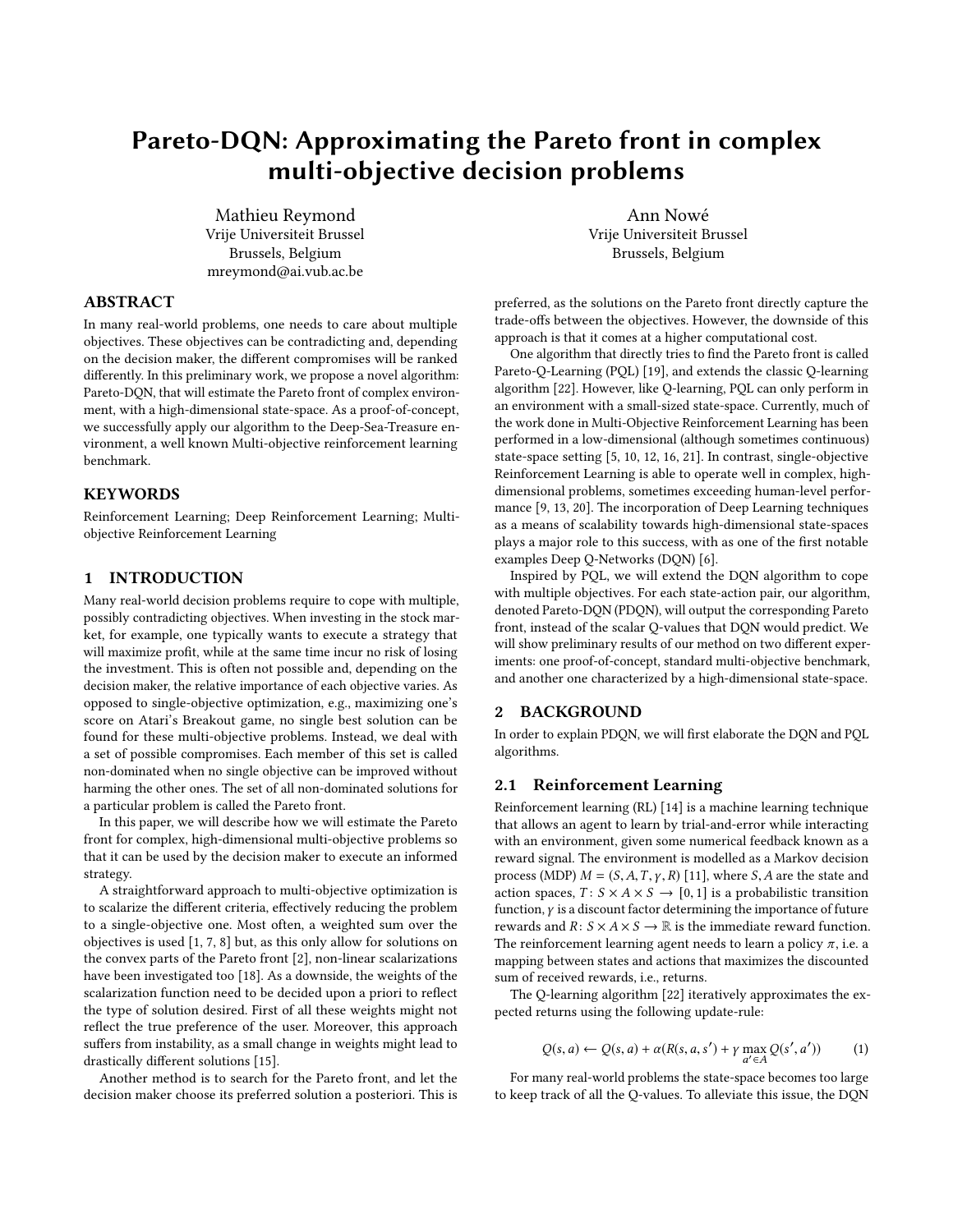# Pareto-DQN: Approximating the Pareto front in complex multi-objective decision problems

Mathieu Reymond
Vrije Universiteit Brussel
Brussels, Belgium
mreymond@ai.vub.ac.be

Ann Nowé
Vrije Universiteit Brussel
Brussels, Belgium

## ABSTRACT

In many real-world problems, one needs to care about multiple objectives. These objectives can be contradicting and, depending on the decision maker, the different compromises will be ranked differently. In this preliminary work, we propose a novel algorithm: Pareto-DQN, that will estimate the Pareto front of complex environment, with a high-dimensional state-space. As a proof-of-concept, we successfully apply our algorithm to the Deep-Sea-Treasure environment, a well known Multi-objective reinforcement learning benchmark.

## KEYWORDS

Reinforcement Learning; Deep Reinforcement Learning; Multi-objective Reinforcement Learning

## 1 INTRODUCTION

Many real-world decision problems require to cope with multiple, possibly contradicting objectives. When investing in the stock market, for example, one typically wants to execute a strategy that will maximize profit, while at the same time incur no risk of losing the investment. This is often not possible and, depending on the decision maker, the relative importance of each objective varies. As opposed to single-objective optimization, e.g., maximizing one's score on Atari's Breakout game, no single best solution can be found for these multi-objective problems. Instead, we deal with a set of possible compromises. Each member of this set is called non-dominated when no single objective can be improved without harming the other ones. The set of all non-dominated solutions for a particular problem is called the Pareto front.

In this paper, we will describe how we will estimate the Pareto front for complex, high-dimensional multi-objective problems so that it can be used by the decision maker to execute an informed strategy.

A straightforward approach to multi-objective optimization is to scalarize the different criteria, effectively reducing the problem to a single-objective one. Most often, a weighted sum over the objectives is used [1, 7, 8] but, as this only allow for solutions on the convex parts of the Pareto front [2], non-linear scalarizations have been investigated too [18]. As a downside, the weights of the scalarization function need to be decided upon a priori to reflect the type of solution desired. First of all these weights might not reflect the true preference of the user. Moreover, this approach suffers from instability, as a small change in weights might lead to drastically different solutions [15].

Another method is to search for the Pareto front, and let the decision maker choose its preferred solution a posteriori. This is preferred, as the solutions on the Pareto front directly capture the trade-offs between the objectives. However, the downside of this approach is that it comes at a higher computational cost.

One algorithm that directly tries to find the Pareto front is called Pareto-Q-Learning (PQL) [19], and extends the classic Q-learning algorithm [22]. However, like Q-learning, PQL can only perform in an environment with a small-sized state-space. Currently, much of the work done in Multi-Objective Reinforcement Learning has been performed in a low-dimensional (although sometimes continuous) state-space setting [5, 10, 12, 16, 21]. In contrast, single-objective Reinforcement Learning is able to operate well in complex, high-dimensional problems, sometimes exceeding human-level performance [9, 13, 20]. The incorporation of Deep Learning techniques as a means of scalability towards high-dimensional state-spaces plays a major role to this success, with as one of the first notable examples Deep Q-Networks (DQN) [6].

Inspired by PQL, we will extend the DQN algorithm to cope with multiple objectives. For each state-action pair, our algorithm, denoted Pareto-DQN (PDQN), will output the corresponding Pareto front, instead of the scalar Q-values that DQN would predict. We will show preliminary results of our method on two different experiments: one proof-of-concept, standard multi-objective benchmark, and another one characterized by a high-dimensional state-space.

## 2 BACKGROUND

In order to explain PDQN, we will first elaborate the DQN and PQL algorithms.

### 2.1 Reinforcement Learning

Reinforcement learning (RL) [14] is a machine learning technique that allows an agent to learn by trial-and-error while interacting with an environment, given some numerical feedback known as a reward signal. The environment is modelled as a Markov decision process (MDP) $M = (S, A, T, \gamma, R)$ [11], where $S, A$ are the state and action spaces, $T\colon S \times A \times S \rightarrow [0, 1]$ is a probabilistic transition function, $\gamma$ is a discount factor determining the importance of future rewards and $R\colon S \times A \times S \rightarrow \mathbb{R}$ is the immediate reward function. The reinforcement learning agent needs to learn a policy $\pi$, i.e. a mapping between states and actions that maximizes the discounted sum of received rewards, i.e., returns.

The Q-learning algorithm [22] iteratively approximates the expected returns using the following update-rule:

$$Q(s, a) \leftarrow Q(s, a) + \alpha(R(s, a, s') + \gamma \max_{a' \in A} Q(s', a')) \tag{1}$$

For many real-world problems the state-space becomes too large to keep track of all the Q-values. To alleviate this issue, the DQN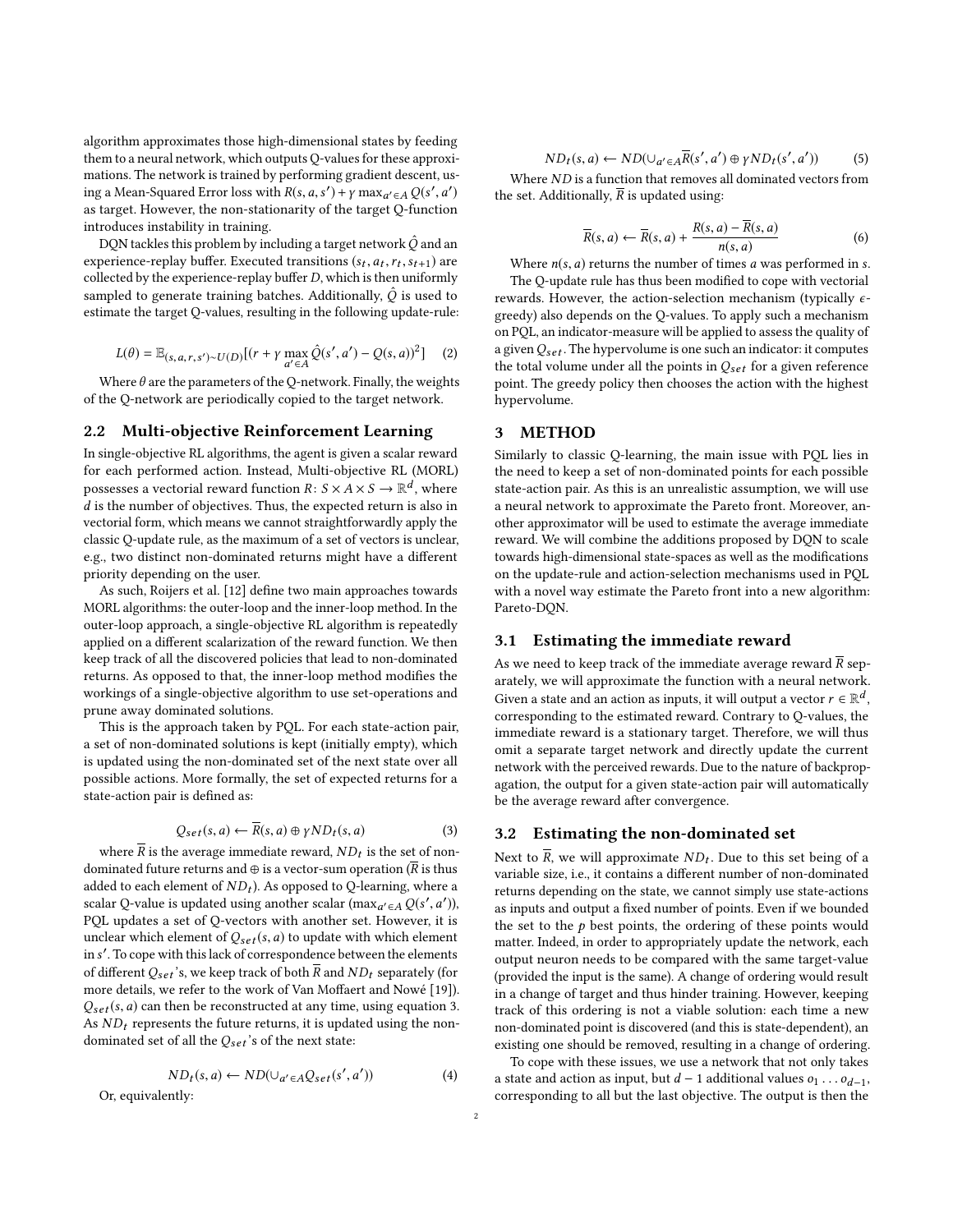algorithm approximates those high-dimensional states by feeding them to a neural network, which outputs Q-values for these approximations. The network is trained by performing gradient descent, using a Mean-Squared Error loss with $R(s, a, s') + \gamma \max_{a' \in A} Q(s', a')$ as target. However, the non-stationarity of the target Q-function introduces instability in training.

DQN tackles this problem by including a target network $\hat{Q}$ and an experience-replay buffer. Executed transitions $(s_t, a_t, r_t, s_{t+1})$ are collected by the experience-replay buffer $D$, which is then uniformly sampled to generate training batches. Additionally, $\hat{Q}$ is used to estimate the target Q-values, resulting in the following update-rule:

$$L(\theta) = \mathbb{E}_{(s,a,r,s') \sim U(D)}[(r + \gamma \max_{a' \in A} \hat{Q}(s', a') - Q(s, a))^2] \quad (2)$$

Where $\theta$ are the parameters of the Q-network. Finally, the weights of the Q-network are periodically copied to the target network.

## 2.2 Multi-objective Reinforcement Learning

In single-objective RL algorithms, the agent is given a scalar reward for each performed action. Instead, Multi-objective RL (MORL) possesses a vectorial reward function $R\colon S \times A \times S \to \mathbb{R}^d$, where $d$ is the number of objectives. Thus, the expected return is also in vectorial form, which means we cannot straightforwardly apply the classic Q-update rule, as the maximum of a set of vectors is unclear, e.g., two distinct non-dominated returns might have a different priority depending on the user.

As such, Roijers et al. [12] define two main approaches towards MORL algorithms: the outer-loop and the inner-loop method. In the outer-loop approach, a single-objective RL algorithm is repeatedly applied on a different scalarization of the reward function. We then keep track of all the discovered policies that lead to non-dominated returns. As opposed to that, the inner-loop method modifies the workings of a single-objective algorithm to use set-operations and prune away dominated solutions.

This is the approach taken by PQL. For each state-action pair, a set of non-dominated solutions is kept (initially empty), which is updated using the non-dominated set of the next state over all possible actions. More formally, the set of expected returns for a state-action pair is defined as:

$$Q_{set}(s, a) \leftarrow \overline{R}(s, a) \oplus \gamma ND_t(s, a) \quad (3)$$

where $\overline{R}$ is the average immediate reward, $ND_t$ is the set of non-dominated future returns and $\oplus$ is a vector-sum operation ($\overline{R}$ is thus added to each element of $ND_t$). As opposed to Q-learning, where a scalar Q-value is updated using another scalar ($\max_{a' \in A} Q(s', a')$), PQL updates a set of Q-vectors with another set. However, it is unclear which element of $Q_{set}(s, a)$ to update with which element in $s'$. To cope with this lack of correspondence between the elements of different $Q_{set}$'s, we keep track of both $\overline{R}$ and $ND_t$ separately (for more details, we refer to the work of Van Moffaert and Nowé [19]). $Q_{set}(s, a)$ can then be reconstructed at any time, using equation 3. As $ND_t$ represents the future returns, it is updated using the non-dominated set of all the $Q_{set}$'s of the next state:

$$ND_t(s, a) \leftarrow ND(\cup_{a' \in A} Q_{set}(s', a')) \quad (4)$$

Or, equivalently:

$$ND_t(s, a) \leftarrow ND(\cup_{a' \in A} \overline{R}(s', a') \oplus \gamma ND_t(s', a')) \quad (5)$$

Where $ND$ is a function that removes all dominated vectors from the set. Additionally, $\overline{R}$ is updated using:

$$\overline{R}(s, a) \leftarrow \overline{R}(s, a) + \frac{R(s, a) - \overline{R}(s, a)}{n(s, a)} \quad (6)$$

Where $n(s, a)$ returns the number of times $a$ was performed in $s$.

The Q-update rule has thus been modified to cope with vectorial rewards. However, the action-selection mechanism (typically $\epsilon$-greedy) also depends on the Q-values. To apply such a mechanism on PQL, an indicator-measure will be applied to assess the quality of a given $Q_{set}$. The hypervolume is one such an indicator: it computes the total volume under all the points in $Q_{set}$ for a given reference point. The greedy policy then chooses the action with the highest hypervolume.

# 3 METHOD

Similarly to classic Q-learning, the main issue with PQL lies in the need to keep a set of non-dominated points for each possible state-action pair. As this is an unrealistic assumption, we will use a neural network to approximate the Pareto front. Moreover, another approximator will be used to estimate the average immediate reward. We will combine the additions proposed by DQN to scale towards high-dimensional state-spaces as well as the modifications on the update-rule and action-selection mechanisms used in PQL with a novel way estimate the Pareto front into a new algorithm: Pareto-DQN.

## 3.1 Estimating the immediate reward

As we need to keep track of the immediate average reward $\overline{R}$ separately, we will approximate the function with a neural network. Given a state and an action as inputs, it will output a vector $r \in \mathbb{R}^d$, corresponding to the estimated reward. Contrary to Q-values, the immediate reward is a stationary target. Therefore, we will thus omit a separate target network and directly update the current network with the perceived rewards. Due to the nature of backpropagation, the output for a given state-action pair will automatically be the average reward after convergence.

## 3.2 Estimating the non-dominated set

Next to $\overline{R}$, we will approximate $ND_t$. Due to this set being of a variable size, i.e., it contains a different number of non-dominated returns depending on the state, we cannot simply use state-actions as inputs and output a fixed number of points. Even if we bounded the set to the $p$ best points, the ordering of these points would matter. Indeed, in order to appropriately update the network, each output neuron needs to be compared with the same target-value (provided the input is the same). A change of ordering would result in a change of target and thus hinder training. However, keeping track of this ordering is not a viable solution: each time a new non-dominated point is discovered (and this is state-dependent), an existing one should be removed, resulting in a change of ordering.

To cope with these issues, we use a network that not only takes a state and action as input, but $d - 1$ additional values $o_1 \dots o_{d-1}$, corresponding to all but the last objective. The output is then the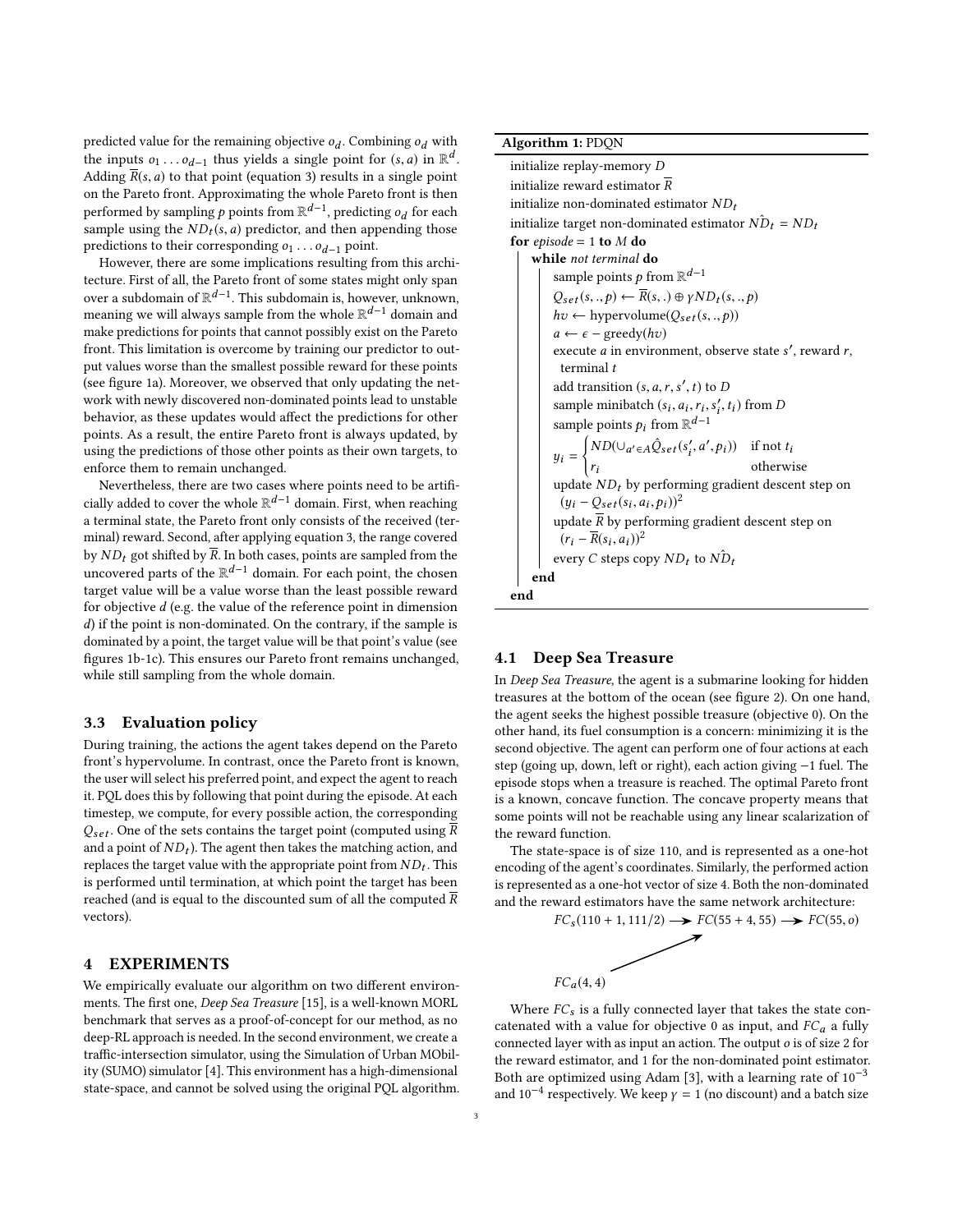predicted value for the remaining objective $o_d$. Combining $o_d$ with the inputs $o_1 \ldots o_{d-1}$ thus yields a single point for $(s, a)$ in $\mathbb{R}^d$. Adding $\overline{R}(s, a)$ to that point (equation 3) results in a single point on the Pareto front. Approximating the whole Pareto front is then performed by sampling $p$ points from $\mathbb{R}^{d-1}$, predicting $o_d$ for each sample using the $ND_t(s, a)$ predictor, and then appending those predictions to their corresponding $o_1 \ldots o_{d-1}$ point.

However, there are some implications resulting from this architecture. First of all, the Pareto front of some states might only span over a subdomain of $\mathbb{R}^{d-1}$. This subdomain is, however, unknown, meaning we will always sample from the whole $\mathbb{R}^{d-1}$ domain and make predictions for points that cannot possibly exist on the Pareto front. This limitation is overcome by training our predictor to output values worse than the smallest possible reward for these points (see figure 1a). Moreover, we observed that only updating the network with newly discovered non-dominated points lead to unstable behavior, as these updates would affect the predictions for other points. As a result, the entire Pareto front is always updated, by using the predictions of those other points as their own targets, to enforce them to remain unchanged.

Nevertheless, there are two cases where points need to be artificially added to cover the whole $\mathbb{R}^{d-1}$ domain. First, when reaching a terminal state, the Pareto front only consists of the received (terminal) reward. Second, after applying equation 3, the range covered by $ND_t$ got shifted by $\overline{R}$. In both cases, points are sampled from the uncovered parts of the $\mathbb{R}^{d-1}$ domain. For each point, the chosen target value will be a value worse than the least possible reward for objective $d$ (e.g. the value of the reference point in dimension $d$) if the point is non-dominated. On the contrary, if the sample is dominated by a point, the target value will be that point's value (see figures 1b-1c). This ensures our Pareto front remains unchanged, while still sampling from the whole domain.

### 3.3 Evaluation policy

During training, the actions the agent takes depend on the Pareto front's hypervolume. In contrast, once the Pareto front is known, the user will select his preferred point, and expect the agent to reach it. PQL does this by following that point during the episode. At each timestep, we compute, for every possible action, the corresponding $Q_{set}$. One of the sets contains the target point (computed using $\overline{R}$ and a point of $ND_t$). The agent then takes the matching action, and replaces the target value with the appropriate point from $ND_t$. This is performed until termination, at which point the target has been reached (and is equal to the discounted sum of all the computed $\overline{R}$ vectors).

## 4 EXPERIMENTS

We empirically evaluate our algorithm on two different environments. The first one, *Deep Sea Treasure* [15], is a well-known MORL benchmark that serves as a proof-of-concept for our method, as no deep-RL approach is needed. In the second environment, we create a traffic-intersection simulator, using the Simulation of Urban MObility (SUMO) simulator [4]. This environment has a high-dimensional state-space, and cannot be solved using the original PQL algorithm.

**Algorithm 1:** PDQN

```
initialize replay-memory D
initialize reward estimator R̄
initialize non-dominated estimator ND_t
initialize target non-dominated estimator N̂D_t = ND_t
for episode = 1 to M do
    while not terminal do
        sample points p from R^{d-1}
        Q_set(s, ., p) ← R̄(s, .) ⊕ γ ND_t(s, ., p)
        hv ← hypervolume(Q_set(s, ., p))
        a ← ε − greedy(hv)
        execute a in environment, observe state s', reward r, terminal t
        add transition (s, a, r, s', t) to D
        sample minibatch (s_i, a_i, r_i, s'_i, t_i) from D
        sample points p_i from R^{d-1}
        y_i = { ND(∪_{a'∈A} Q̂_set(s'_i, a', p_i))   if not t_i
              { r_i                                  otherwise
        update ND_t by performing gradient descent step on (y_i − Q_set(s_i, a_i, p_i))^2
        update R̄ by performing gradient descent step on (r_i − R̄(s_i, a_i))^2
        every C steps copy ND_t to N̂D_t
    end
end
```

### 4.1 Deep Sea Treasure

In *Deep Sea Treasure*, the agent is a submarine looking for hidden treasures at the bottom of the ocean (see figure 2). On one hand, the agent seeks the highest possible treasure (objective 0). On the other hand, its fuel consumption is a concern: minimizing it is the second objective. The agent can perform one of four actions at each step (going up, down, left or right), each action giving $-1$ fuel. The episode stops when a treasure is reached. The optimal Pareto front is a known, concave function. The concave property means that some points will not be reachable using any linear scalarization of the reward function.

The state-space is of size 110, and is represented as a one-hot encoding of the agent's coordinates. Similarly, the performed action is represented as a one-hot vector of size 4. Both the non-dominated and the reward estimators have the same network architecture:

$$FC_s(110 + 1, 111/2) \longrightarrow FC(55 + 4, 55) \longrightarrow FC(55, o)$$

$$FC_a(4, 4) \nearrow$$

Where $FC_s$ is a fully connected layer that takes the state concatenated with a value for objective 0 as input, and $FC_a$ a fully connected layer with as input an action. The output $o$ is of size 2 for the reward estimator, and 1 for the non-dominated point estimator. Both are optimized using Adam [3], with a learning rate of $10^{-3}$ and $10^{-4}$ respectively. We keep $\gamma = 1$ (no discount) and a batch size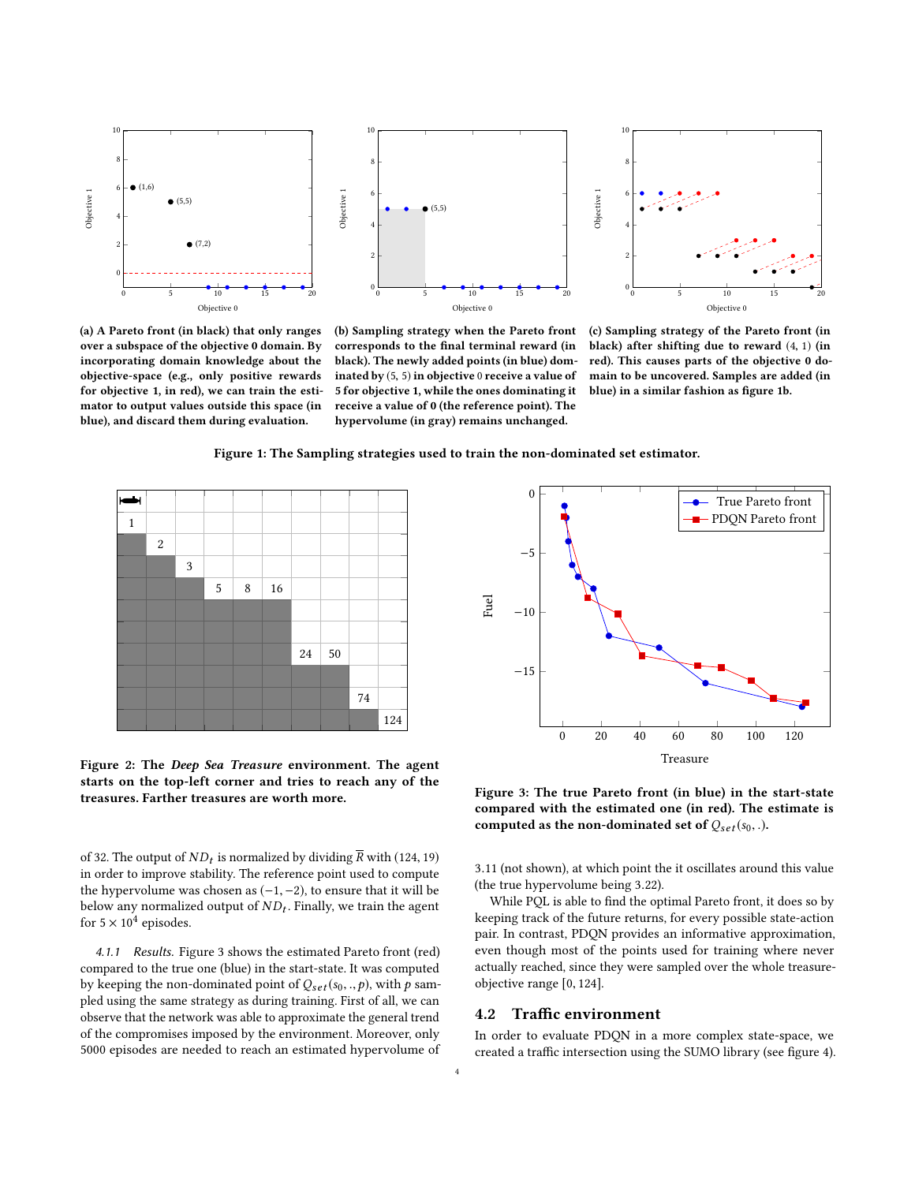(a) A Pareto front (in black) that only ranges over a subspace of the objective 0 domain. By incorporating domain knowledge about the objective-space (e.g., only positive rewards for objective 1, in red), we can train the estimator to output values outside this space (in blue), and discard them during evaluation.

(b) Sampling strategy when the Pareto front corresponds to the final terminal reward (in black). The newly added points (in blue) dominated by $(5, 5)$ in objective 0 receive a value of 5 for objective 1, while the ones dominating it receive a value of 0 (the reference point). The hypervolume (in gray) remains unchanged.

(c) Sampling strategy of the Pareto front (in black) after shifting due to reward $(4, 1)$ (in red). This causes parts of the objective 0 domain to be uncovered. Samples are added (in blue) in a similar fashion as figure 1b.

**Figure 1: The Sampling strategies used to train the non-dominated set estimator.**

**Figure 2: The *Deep Sea Treasure* environment. The agent starts on the top-left corner and tries to reach any of the treasures. Farther treasures are worth more.**

**Figure 3: The true Pareto front (in blue) in the start-state compared with the estimated one (in red). The estimate is computed as the non-dominated set of $Q_{set}(s_0, .)$.**

of 32. The output of $ND_t$ is normalized by dividing $\overline{R}$ with $(124, 19)$ in order to improve stability. The reference point used to compute the hypervolume was chosen as $(-1, -2)$, to ensure that it will be below any normalized output of $ND_t$. Finally, we train the agent for $5 \times 10^4$ episodes.

*4.1.1 Results.* Figure 3 shows the estimated Pareto front (red) compared to the true one (blue) in the start-state. It was computed by keeping the non-dominated point of $Q_{set}(s_0, ., p)$, with $p$ sampled using the same strategy as during training. First of all, we can observe that the network was able to approximate the general trend of the compromises imposed by the environment. Moreover, only 5000 episodes are needed to reach an estimated hypervolume of 3.11 (not shown), at which point the it oscillates around this value (the true hypervolume being 3.22).

While PQL is able to find the optimal Pareto front, it does so by keeping track of the future returns, for every possible state-action pair. In contrast, PDQN provides an informative approximation, even though most of the points used for training where never actually reached, since they were sampled over the whole treasure-objective range $[0, 124]$.

## 4.2 Traffic environment

In order to evaluate PDQN in a more complex state-space, we created a traffic intersection using the SUMO library (see figure 4).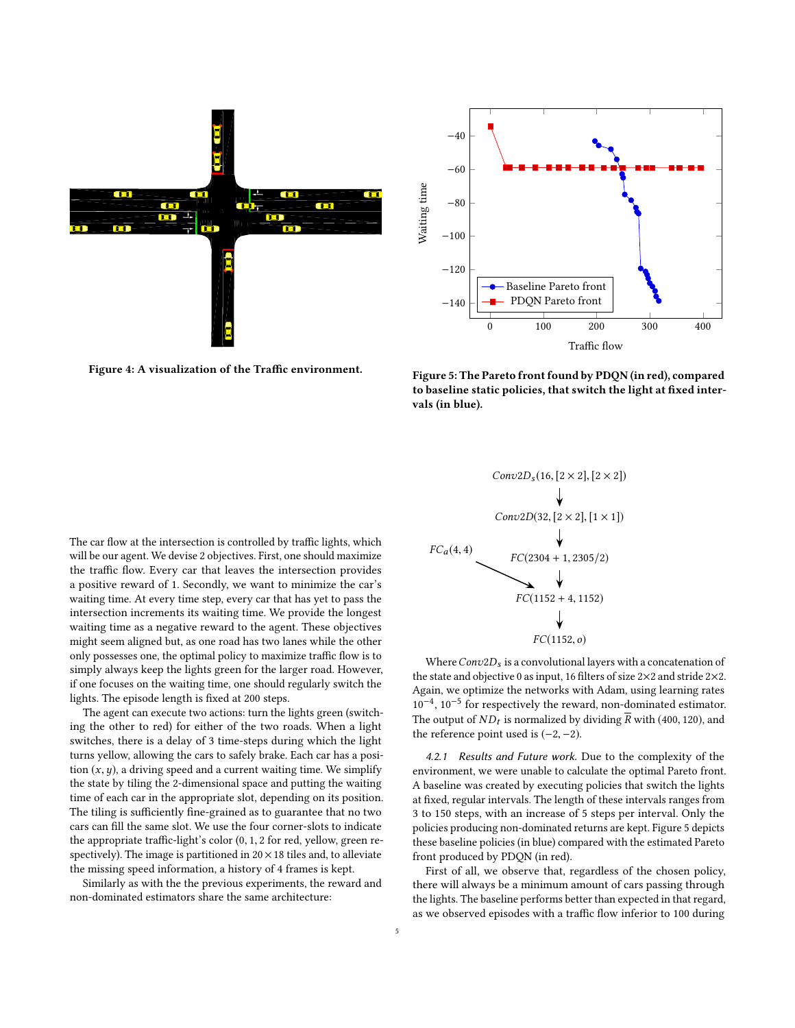Figure 4: A visualization of the Traffic environment.

Figure 5: The Pareto front found by PDQN (in red), compared to baseline static policies, that switch the light at fixed intervals (in blue).

The car flow at the intersection is controlled by traffic lights, which will be our agent. We devise 2 objectives. First, one should maximize the traffic flow. Every car that leaves the intersection provides a positive reward of 1. Secondly, we want to minimize the car's waiting time. At every time step, every car that has yet to pass the intersection increments its waiting time. We provide the longest waiting time as a negative reward to the agent. These objectives might seem aligned but, as one road has two lanes while the other only possesses one, the optimal policy to maximize traffic flow is to simply always keep the lights green for the larger road. However, if one focuses on the waiting time, one should regularly switch the lights. The episode length is fixed at 200 steps.

The agent can execute two actions: turn the lights green (switching the other to red) for either of the two roads. When a light switches, there is a delay of 3 time-steps during which the light turns yellow, allowing the cars to safely brake. Each car has a position $(x, y)$, a driving speed and a current waiting time. We simplify the state by tiling the 2-dimensional space and putting the waiting time of each car in the appropriate slot, depending on its position. The tiling is sufficiently fine-grained as to guarantee that no two cars can fill the same slot. We use the four corner-slots to indicate the appropriate traffic-light's color (0, 1, 2 for red, yellow, green respectively). The image is partitioned in $20 \times 18$ tiles and, to alleviate the missing speed information, a history of 4 frames is kept.

Similarly as with the the previous experiments, the reward and non-dominated estimators share the same architecture:

$$Conv2D_s(16, [2 \times 2], [2 \times 2])$$
$$\downarrow$$
$$Conv2D(32, [2 \times 2], [1 \times 1])$$
$$\downarrow$$
$$FC(2304 + 1, 2305/2)$$
$$\downarrow \quad \swarrow FC_a(4, 4)$$
$$FC(1152 + 4, 1152)$$
$$\downarrow$$
$$FC(1152, o)$$

Where $Conv2D_s$ is a convolutional layers with a concatenation of the state and objective 0 as input, 16 filters of size $2 \times 2$ and stride $2 \times 2$. Again, we optimize the networks with Adam, using learning rates $10^{-4}$, $10^{-5}$ for respectively the reward, non-dominated estimator. The output of $ND_t$ is normalized by dividing $\overline{R}$ with $(400, 120)$, and the reference point used is $(-2, -2)$.

*4.2.1 Results and Future work.* Due to the complexity of the environment, we were unable to calculate the optimal Pareto front. A baseline was created by executing policies that switch the lights at fixed, regular intervals. The length of these intervals ranges from 3 to 150 steps, with an increase of 5 steps per interval. Only the policies producing non-dominated returns are kept. Figure 5 depicts these baseline policies (in blue) compared with the estimated Pareto front produced by PDQN (in red).

First of all, we observe that, regardless of the chosen policy, there will always be a minimum amount of cars passing through the lights. The baseline performs better than expected in that regard, as we observed episodes with a traffic flow inferior to 100 during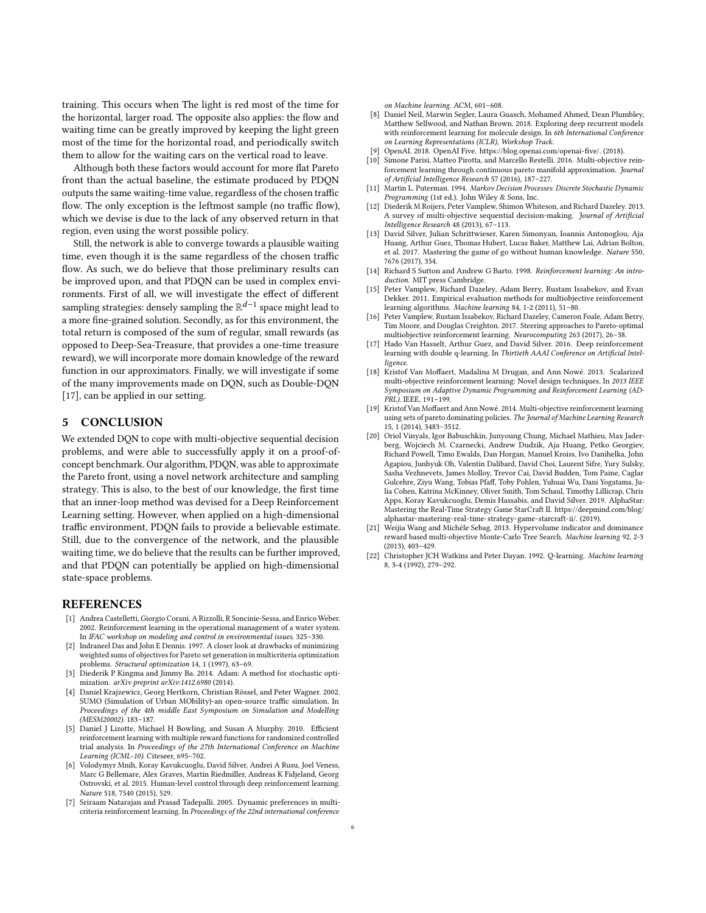training. This occurs when The light is red most of the time for the horizontal, larger road. The opposite also applies: the flow and waiting time can be greatly improved by keeping the light green most of the time for the horizontal road, and periodically switch them to allow for the waiting cars on the vertical road to leave.

Although both these factors would account for more flat Pareto front than the actual baseline, the estimate produced by PDQN outputs the same waiting-time value, regardless of the chosen traffic flow. The only exception is the leftmost sample (no traffic flow), which we devise is due to the lack of any observed return in that region, even using the worst possible policy.

Still, the network is able to converge towards a plausible waiting time, even though it is the same regardless of the chosen traffic flow. As such, we do believe that those preliminary results can be improved upon, and that PDQN can be used in complex environments. First of all, we will investigate the effect of different sampling strategies: densely sampling the $\mathbb{R}^{d-1}$ space might lead to a more fine-grained solution. Secondly, as for this environment, the total return is composed of the sum of regular, small rewards (as opposed to Deep-Sea-Treasure, that provides a one-time treasure reward), we will incorporate more domain knowledge of the reward function in our approximators. Finally, we will investigate if some of the many improvements made on DQN, such as Double-DQN [17], can be applied in our setting.

## 5 CONCLUSION

We extended DQN to cope with multi-objective sequential decision problems, and were able to successfully apply it on a proof-of-concept benchmark. Our algorithm, PDQN, was able to approximate the Pareto front, using a novel network architecture and sampling strategy. This is also, to the best of our knowledge, the first time that an inner-loop method was devised for a Deep Reinforcement Learning setting. However, when applied on a high-dimensional traffic environment, PDQN fails to provide a believable estimate. Still, due to the convergence of the network, and the plausible waiting time, we do believe that the results can be further improved, and that PDQN can potentially be applied on high-dimensional state-space problems.

## REFERENCES

[1] Andrea Castelletti, Giorgio Corani, A Rizzolli, R Soncinie-Sessa, and Enrico Weber. 2002. Reinforcement learning in the operational management of a water system. In *IFAC workshop on modeling and control in environmental issues*. 325–330.

[2] Indraneel Das and John E Dennis. 1997. A closer look at drawbacks of minimizing weighted sums of objectives for Pareto set generation in multicriteria optimization problems. *Structural optimization* 14, 1 (1997), 63–69.

[3] Diederik P Kingma and Jimmy Ba. 2014. Adam: A method for stochastic optimization. *arXiv preprint arXiv:1412.6980* (2014).

[4] Daniel Krajzewicz, Georg Hertkorn, Christian Rössel, and Peter Wagner. 2002. SUMO (Simulation of Urban MObility)-an open-source traffic simulation. In *Proceedings of the 4th middle East Symposium on Simulation and Modelling (MESM20002)*. 183–187.

[5] Daniel J Lizotte, Michael H Bowling, and Susan A Murphy. 2010. Efficient reinforcement learning with multiple reward functions for randomized controlled trial analysis. In *Proceedings of the 27th International Conference on Machine Learning (ICML-10)*. Citeseer, 695–702.

[6] Volodymyr Mnih, Koray Kavukcuoglu, David Silver, Andrei A Rusu, Joel Veness, Marc G Bellemare, Alex Graves, Martin Riedmiller, Andreas K Fidjeland, Georg Ostrovski, et al. 2015. Human-level control through deep reinforcement learning. *Nature* 518, 7540 (2015), 529.

[7] Sriraam Natarajan and Prasad Tadepalli. 2005. Dynamic preferences in multi-criteria reinforcement learning. In *Proceedings of the 22nd international conference on Machine learning*. ACM, 601–608.

[8] Daniel Neil, Marwin Segler, Laura Guasch, Mohamed Ahmed, Dean Plumbley, Matthew Sellwood, and Nathan Brown. 2018. Exploring deep recurrent models with reinforcement learning for molecule design. In *6th International Conference on Learning Representations (ICLR), Workshop Track*.

[9] OpenAI. 2018. OpenAI Five. https://blog.openai.com/openai-five/. (2018).

[10] Simone Parisi, Matteo Pirotta, and Marcello Restelli. 2016. Multi-objective reinforcement learning through continuous pareto manifold approximation. *Journal of Artificial Intelligence Research* 57 (2016), 187–227.

[11] Martin L. Puterman. 1994. *Markov Decision Processes: Discrete Stochastic Dynamic Programming* (1st ed.). John Wiley & Sons, Inc.

[12] Diederik M Roijers, Peter Vamplew, Shimon Whiteson, and Richard Dazeley. 2013. A survey of multi-objective sequential decision-making. *Journal of Artificial Intelligence Research* 48 (2013), 67–113.

[13] David Silver, Julian Schrittwieser, Karen Simonyan, Ioannis Antonoglou, Aja Huang, Arthur Guez, Thomas Hubert, Lucas Baker, Matthew Lai, Adrian Bolton, et al. 2017. Mastering the game of go without human knowledge. *Nature* 550, 7676 (2017), 354.

[14] Richard S Sutton and Andrew G Barto. 1998. *Reinforcement learning: An introduction*. MIT press Cambridge.

[15] Peter Vamplew, Richard Dazeley, Adam Berry, Rustam Issabekov, and Evan Dekker. 2011. Empirical evaluation methods for multiobjective reinforcement learning algorithms. *Machine learning* 84, 1-2 (2011), 51–80.

[16] Peter Vamplew, Rustam Issabekov, Richard Dazeley, Cameron Foale, Adam Berry, Tim Moore, and Douglas Creighton. 2017. Steering approaches to Pareto-optimal multiobjective reinforcement learning. *Neurocomputing* 263 (2017), 26–38.

[17] Hado Van Hasselt, Arthur Guez, and David Silver. 2016. Deep reinforcement learning with double q-learning. In *Thirtieth AAAI Conference on Artificial Intelligence*.

[18] Kristof Van Moffaert, Madalina M Drugan, and Ann Nowé. 2013. Scalarized multi-objective reinforcement learning: Novel design techniques. In *2013 IEEE Symposium on Adaptive Dynamic Programming and Reinforcement Learning (ADPRL)*. IEEE, 191–199.

[19] Kristof Van Moffaert and Ann Nowé. 2014. Multi-objective reinforcement learning using sets of pareto dominating policies. *The Journal of Machine Learning Research* 15, 1 (2014), 3483–3512.

[20] Oriol Vinyals, Igor Babuschkin, Junyoung Chung, Michael Mathieu, Max Jaderberg, Wojciech M. Czarnecki, Andrew Dudzik, Aja Huang, Petko Georgiev, Richard Powell, Timo Ewalds, Dan Horgan, Manuel Kroiss, Ivo Danihelka, John Agapiou, Junhyuk Oh, Valentin Dalibard, David Choi, Laurent Sifre, Yury Sulsky, Sasha Vezhnevets, James Molloy, Trevor Cai, David Budden, Tom Paine, Caglar Gulcehre, Ziyu Wang, Tobias Pfaff, Toby Pohlen, Yuhuai Wu, Dani Yogatama, Julia Cohen, Katrina McKinney, Oliver Smith, Tom Schaul, Timothy Lillicrap, Chris Apps, Koray Kavukcuoglu, Demis Hassabis, and David Silver. 2019. AlphaStar: Mastering the Real-Time Strategy Game StarCraft II. https://deepmind.com/blog/alphastar-mastering-real-time-strategy-game-starcraft-ii/. (2019).

[21] Weijia Wang and Michèle Sebag. 2013. Hypervolume indicator and dominance reward based multi-objective Monte-Carlo Tree Search. *Machine learning* 92, 2-3 (2013), 403–429.

[22] Christopher JCH Watkins and Peter Dayan. 1992. Q-learning. *Machine learning* 8, 3-4 (1992), 279–292.